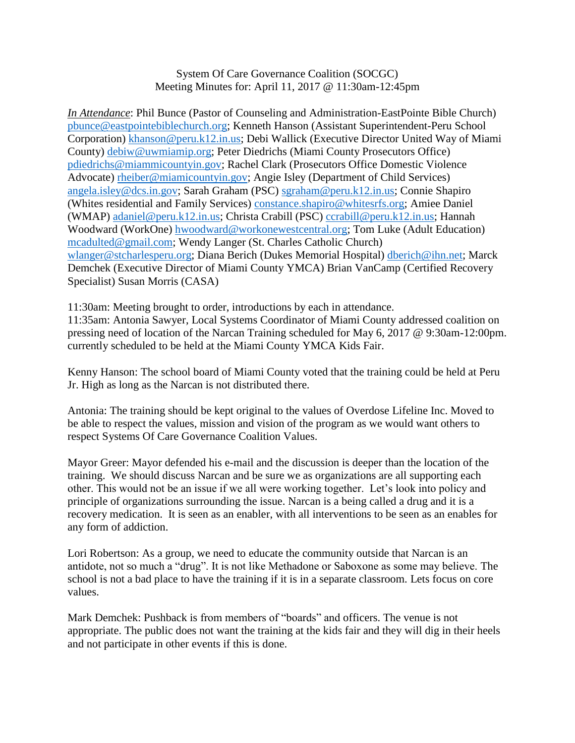System Of Care Governance Coalition (SOCGC)
Meeting Minutes for: April 11, 2017 @ 11:30am-12:45pm

*In Attendance*: Phil Bunce (Pastor of Counseling and Administration-EastPointe Bible Church) pbunce@eastpointebiblechurch.org; Kenneth Hanson (Assistant Superintendent-Peru School Corporation) khanson@peru.k12.in.us; Debi Wallick (Executive Director United Way of Miami County) debiw@uwmiamip.org; Peter Diedrichs (Miami County Prosecutors Office) pdiedrichs@miammicountyin.gov; Rachel Clark (Prosecutors Office Domestic Violence Advocate) rheiber@miamicountyin.gov; Angie Isley (Department of Child Services) angela.isley@dcs.in.gov; Sarah Graham (PSC) sgraham@peru.k12.in.us; Connie Shapiro (Whites residential and Family Services) constance.shapiro@whitesrfs.org; Amiee Daniel (WMAP) adaniel@peru.k12.in.us; Christa Crabill (PSC) ccrabill@peru.k12.in.us; Hannah Woodward (WorkOne) hwoodward@workonewestcentral.org; Tom Luke (Adult Education) mcadulted@gmail.com; Wendy Langer (St. Charles Catholic Church) wlanger@stcharlesperu.org; Diana Berich (Dukes Memorial Hospital) dberich@ihn.net; Marck Demchek (Executive Director of Miami County YMCA) Brian VanCamp (Certified Recovery Specialist) Susan Morris (CASA)

11:30am: Meeting brought to order, introductions by each in attendance.
11:35am: Antonia Sawyer, Local Systems Coordinator of Miami County addressed coalition on pressing need of location of the Narcan Training scheduled for May 6, 2017 @ 9:30am-12:00pm. currently scheduled to be held at the Miami County YMCA Kids Fair.

Kenny Hanson: The school board of Miami County voted that the training could be held at Peru Jr. High as long as the Narcan is not distributed there.

Antonia: The training should be kept original to the values of Overdose Lifeline Inc. Moved to be able to respect the values, mission and vision of the program as we would want others to respect Systems Of Care Governance Coalition Values.

Mayor Greer: Mayor defended his e-mail and the discussion is deeper than the location of the training. We should discuss Narcan and be sure we as organizations are all supporting each other. This would not be an issue if we all were working together. Let's look into policy and principle of organizations surrounding the issue. Narcan is a being called a drug and it is a recovery medication. It is seen as an enabler, with all interventions to be seen as an enables for any form of addiction.

Lori Robertson: As a group, we need to educate the community outside that Narcan is an antidote, not so much a "drug". It is not like Methadone or Saboxone as some may believe. The school is not a bad place to have the training if it is in a separate classroom. Lets focus on core values.

Mark Demchek: Pushback is from members of "boards" and officers. The venue is not appropriate. The public does not want the training at the kids fair and they will dig in their heels and not participate in other events if this is done.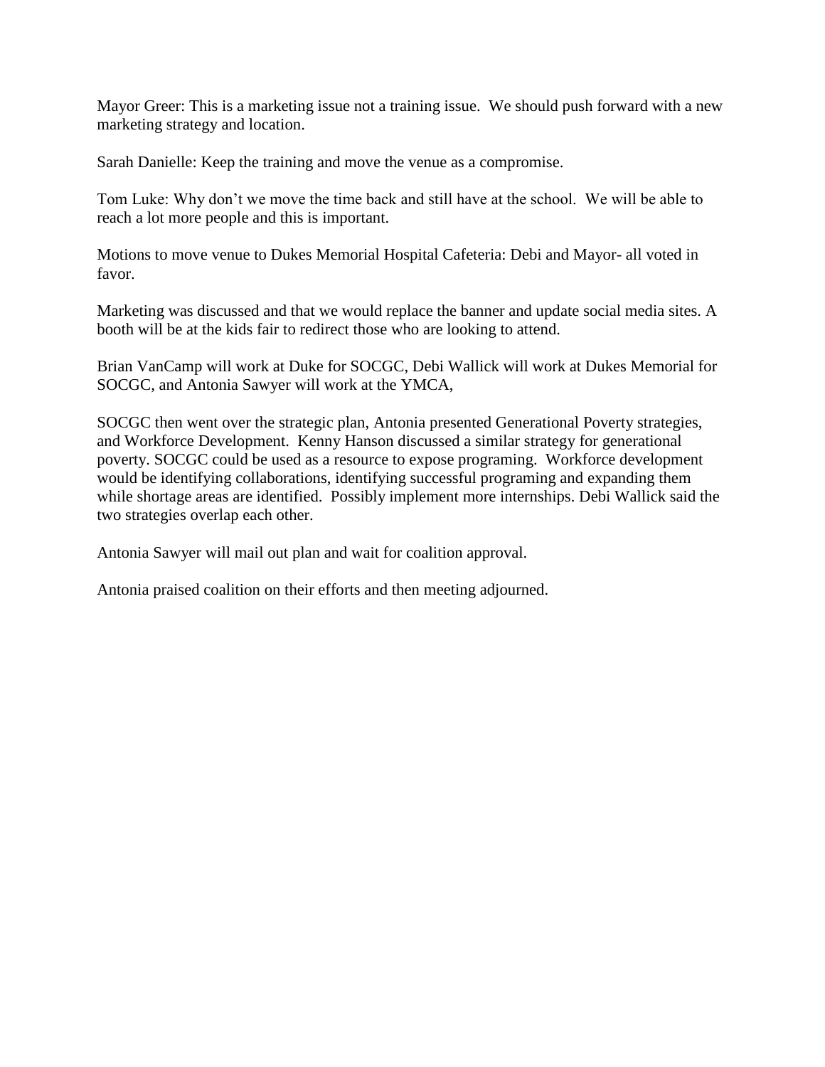Mayor Greer: This is a marketing issue not a training issue. We should push forward with a new marketing strategy and location.

Sarah Danielle: Keep the training and move the venue as a compromise.

Tom Luke: Why don't we move the time back and still have at the school. We will be able to reach a lot more people and this is important.

Motions to move venue to Dukes Memorial Hospital Cafeteria: Debi and Mayor- all voted in favor.

Marketing was discussed and that we would replace the banner and update social media sites. A booth will be at the kids fair to redirect those who are looking to attend.

Brian VanCamp will work at Duke for SOCGC, Debi Wallick will work at Dukes Memorial for SOCGC, and Antonia Sawyer will work at the YMCA,

SOCGC then went over the strategic plan, Antonia presented Generational Poverty strategies, and Workforce Development. Kenny Hanson discussed a similar strategy for generational poverty. SOCGC could be used as a resource to expose programing. Workforce development would be identifying collaborations, identifying successful programing and expanding them while shortage areas are identified. Possibly implement more internships. Debi Wallick said the two strategies overlap each other.

Antonia Sawyer will mail out plan and wait for coalition approval.

Antonia praised coalition on their efforts and then meeting adjourned.